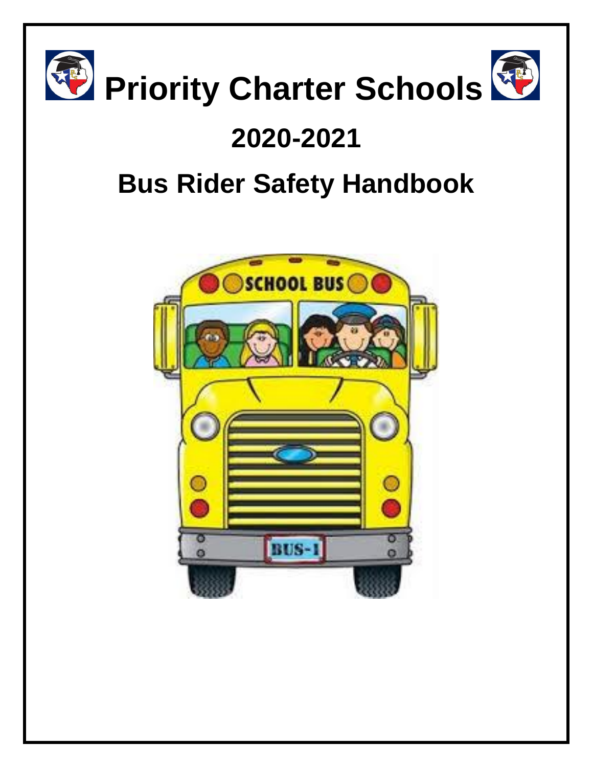# Priority Charter Schools

## 2020-2021

## Bus Rider Safety Handbook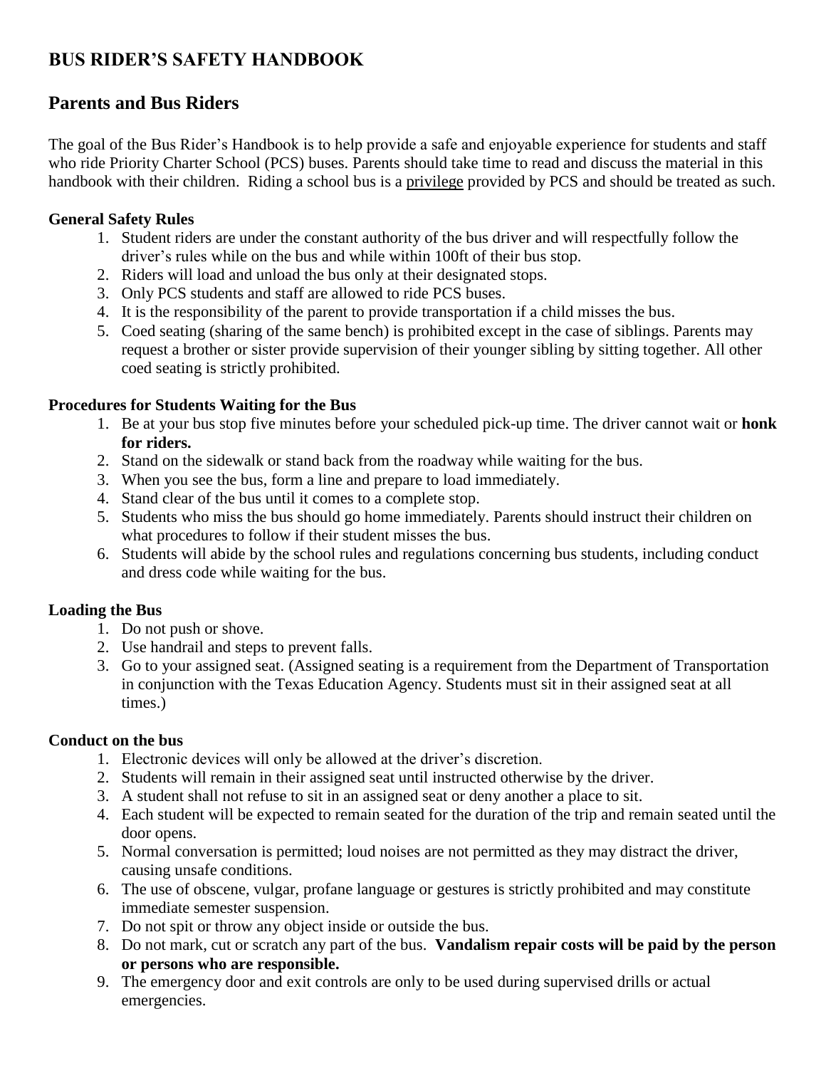# BUS RIDER'S SAFETY HANDBOOK

## Parents and Bus Riders

The goal of the Bus Rider's Handbook is to help provide a safe and enjoyable experience for students and staff who ride Priority Charter School (PCS) buses. Parents should take time to read and discuss the material in this handbook with their children. Riding a school bus is a <u>privilege</u> provided by PCS and should be treated as such.

### General Safety Rules

1. Student riders are under the constant authority of the bus driver and will respectfully follow the driver's rules while on the bus and while within 100ft of their bus stop.
2. Riders will load and unload the bus only at their designated stops.
3. Only PCS students and staff are allowed to ride PCS buses.
4. It is the responsibility of the parent to provide transportation if a child misses the bus.
5. Coed seating (sharing of the same bench) is prohibited except in the case of siblings. Parents may request a brother or sister provide supervision of their younger sibling by sitting together. All other coed seating is strictly prohibited.

### Procedures for Students Waiting for the Bus

1. Be at your bus stop five minutes before your scheduled pick-up time. The driver cannot wait or **honk for riders.**
2. Stand on the sidewalk or stand back from the roadway while waiting for the bus.
3. When you see the bus, form a line and prepare to load immediately.
4. Stand clear of the bus until it comes to a complete stop.
5. Students who miss the bus should go home immediately. Parents should instruct their children on what procedures to follow if their student misses the bus.
6. Students will abide by the school rules and regulations concerning bus students, including conduct and dress code while waiting for the bus.

### Loading the Bus

1. Do not push or shove.
2. Use handrail and steps to prevent falls.
3. Go to your assigned seat. (Assigned seating is a requirement from the Department of Transportation in conjunction with the Texas Education Agency. Students must sit in their assigned seat at all times.)

### Conduct on the bus

1. Electronic devices will only be allowed at the driver's discretion.
2. Students will remain in their assigned seat until instructed otherwise by the driver.
3. A student shall not refuse to sit in an assigned seat or deny another a place to sit.
4. Each student will be expected to remain seated for the duration of the trip and remain seated until the door opens.
5. Normal conversation is permitted; loud noises are not permitted as they may distract the driver, causing unsafe conditions.
6. The use of obscene, vulgar, profane language or gestures is strictly prohibited and may constitute immediate semester suspension.
7. Do not spit or throw any object inside or outside the bus.
8. Do not mark, cut or scratch any part of the bus. **Vandalism repair costs will be paid by the person or persons who are responsible.**
9. The emergency door and exit controls are only to be used during supervised drills or actual emergencies.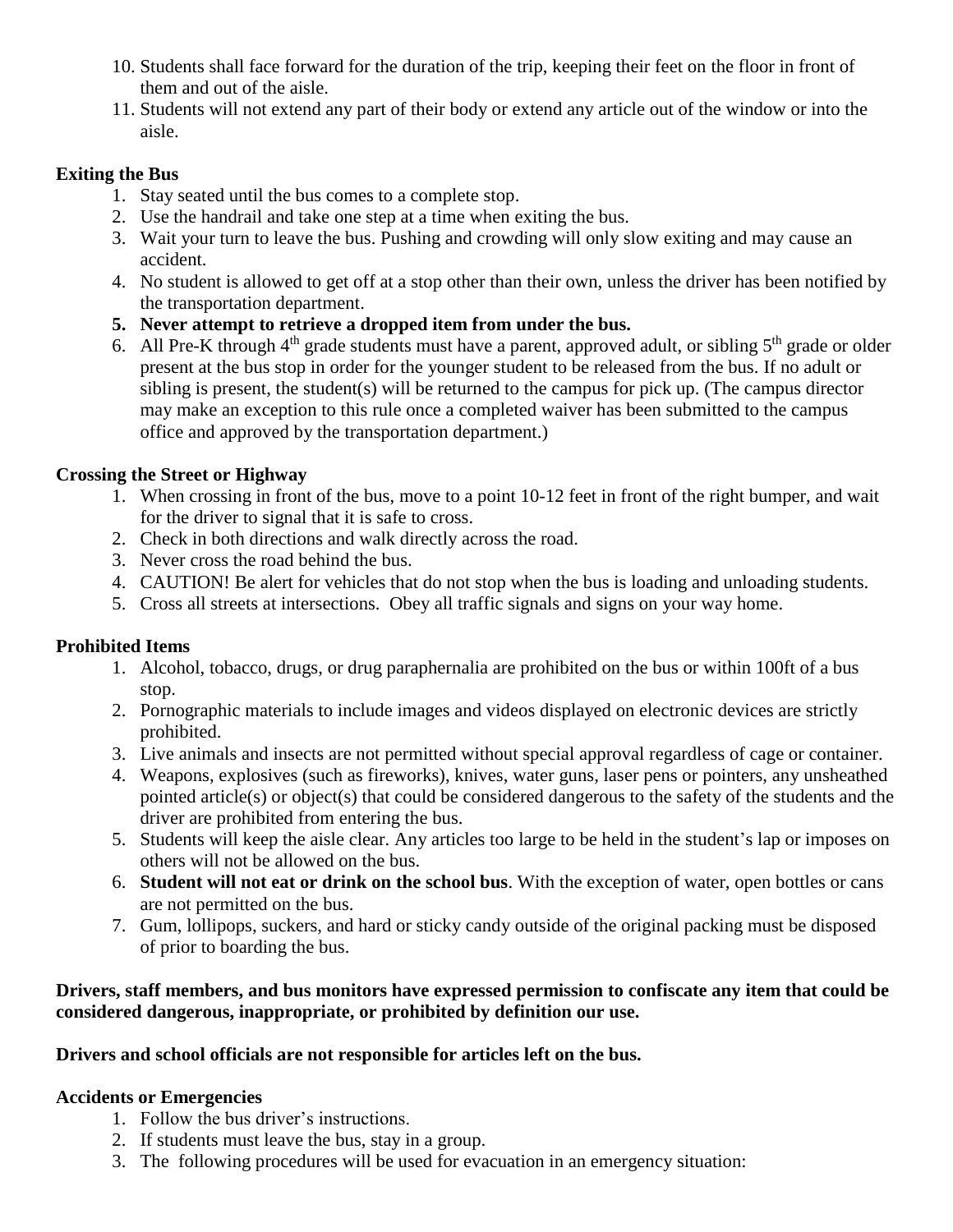10. Students shall face forward for the duration of the trip, keeping their feet on the floor in front of them and out of the aisle.
11. Students will not extend any part of their body or extend any article out of the window or into the aisle.

**Exiting the Bus**

1. Stay seated until the bus comes to a complete stop.
2. Use the handrail and take one step at a time when exiting the bus.
3. Wait your turn to leave the bus. Pushing and crowding will only slow exiting and may cause an accident.
4. No student is allowed to get off at a stop other than their own, unless the driver has been notified by the transportation department.
5. **Never attempt to retrieve a dropped item from under the bus.**
6. All Pre-K through 4th grade students must have a parent, approved adult, or sibling 5th grade or older present at the bus stop in order for the younger student to be released from the bus. If no adult or sibling is present, the student(s) will be returned to the campus for pick up. (The campus director may make an exception to this rule once a completed waiver has been submitted to the campus office and approved by the transportation department.)

**Crossing the Street or Highway**

1. When crossing in front of the bus, move to a point 10-12 feet in front of the right bumper, and wait for the driver to signal that it is safe to cross.
2. Check in both directions and walk directly across the road.
3. Never cross the road behind the bus.
4. CAUTION! Be alert for vehicles that do not stop when the bus is loading and unloading students.
5. Cross all streets at intersections. Obey all traffic signals and signs on your way home.

**Prohibited Items**

1. Alcohol, tobacco, drugs, or drug paraphernalia are prohibited on the bus or within 100ft of a bus stop.
2. Pornographic materials to include images and videos displayed on electronic devices are strictly prohibited.
3. Live animals and insects are not permitted without special approval regardless of cage or container.
4. Weapons, explosives (such as fireworks), knives, water guns, laser pens or pointers, any unsheathed pointed article(s) or object(s) that could be considered dangerous to the safety of the students and the driver are prohibited from entering the bus.
5. Students will keep the aisle clear. Any articles too large to be held in the student's lap or imposes on others will not be allowed on the bus.
6. **Student will not eat or drink on the school bus**. With the exception of water, open bottles or cans are not permitted on the bus.
7. Gum, lollipops, suckers, and hard or sticky candy outside of the original packing must be disposed of prior to boarding the bus.

**Drivers, staff members, and bus monitors have expressed permission to confiscate any item that could be considered dangerous, inappropriate, or prohibited by definition our use.**

**Drivers and school officials are not responsible for articles left on the bus.**

**Accidents or Emergencies**

1. Follow the bus driver's instructions.
2. If students must leave the bus, stay in a group.
3. The following procedures will be used for evacuation in an emergency situation: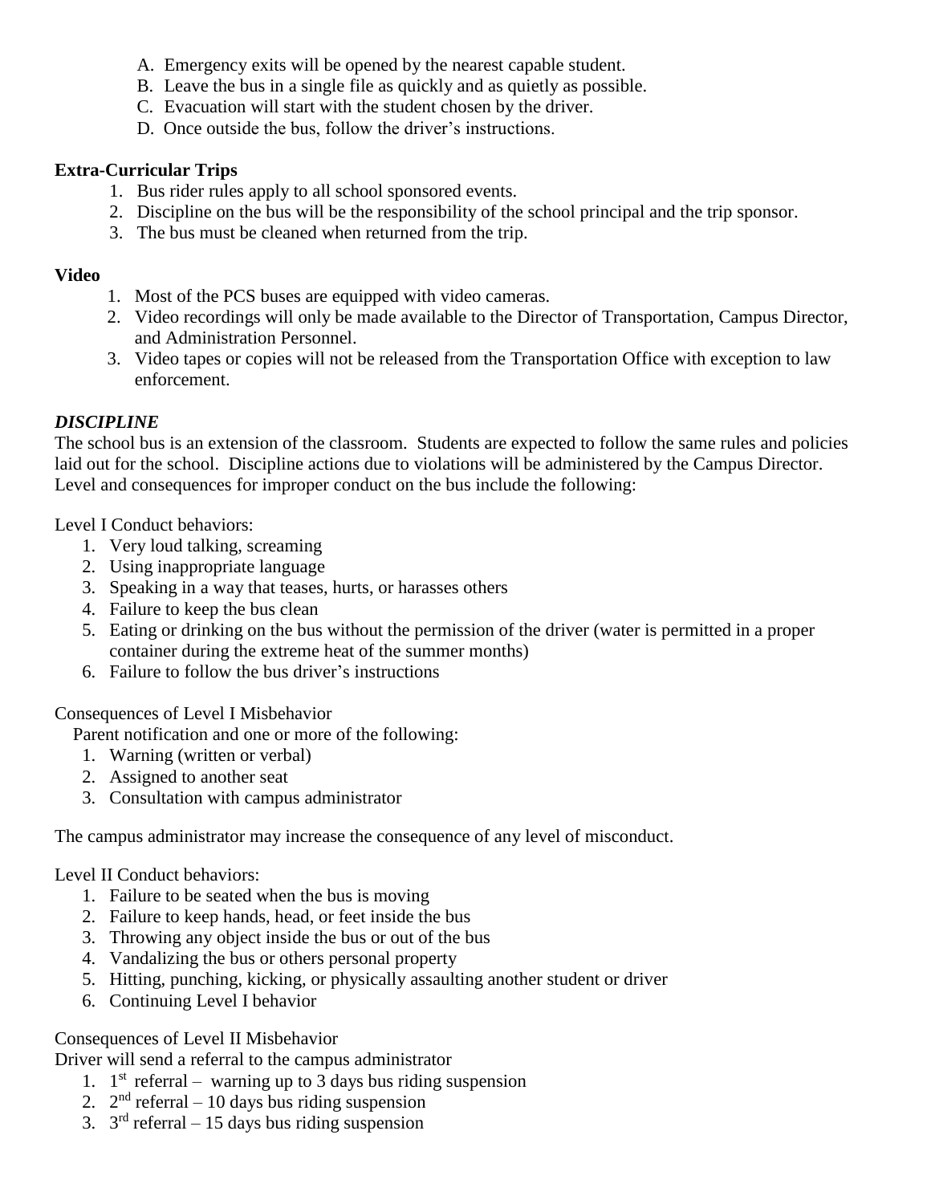A. Emergency exits will be opened by the nearest capable student.
B. Leave the bus in a single file as quickly and as quietly as possible.
C. Evacuation will start with the student chosen by the driver.
D. Once outside the bus, follow the driver's instructions.

**Extra-Curricular Trips**

1. Bus rider rules apply to all school sponsored events.
2. Discipline on the bus will be the responsibility of the school principal and the trip sponsor.
3. The bus must be cleaned when returned from the trip.

**Video**

1. Most of the PCS buses are equipped with video cameras.
2. Video recordings will only be made available to the Director of Transportation, Campus Director, and Administration Personnel.
3. Video tapes or copies will not be released from the Transportation Office with exception to law enforcement.

***DISCIPLINE***

The school bus is an extension of the classroom. Students are expected to follow the same rules and policies laid out for the school. Discipline actions due to violations will be administered by the Campus Director. Level and consequences for improper conduct on the bus include the following:

Level I Conduct behaviors:

1. Very loud talking, screaming
2. Using inappropriate language
3. Speaking in a way that teases, hurts, or harasses others
4. Failure to keep the bus clean
5. Eating or drinking on the bus without the permission of the driver (water is permitted in a proper container during the extreme heat of the summer months)
6. Failure to follow the bus driver's instructions

Consequences of Level I Misbehavior

Parent notification and one or more of the following:

1. Warning (written or verbal)
2. Assigned to another seat
3. Consultation with campus administrator

The campus administrator may increase the consequence of any level of misconduct.

Level II Conduct behaviors:

1. Failure to be seated when the bus is moving
2. Failure to keep hands, head, or feet inside the bus
3. Throwing any object inside the bus or out of the bus
4. Vandalizing the bus or others personal property
5. Hitting, punching, kicking, or physically assaulting another student or driver
6. Continuing Level I behavior

Consequences of Level II Misbehavior

Driver will send a referral to the campus administrator

1. 1st referral – warning up to 3 days bus riding suspension
2. 2nd referral – 10 days bus riding suspension
3. 3rd referral – 15 days bus riding suspension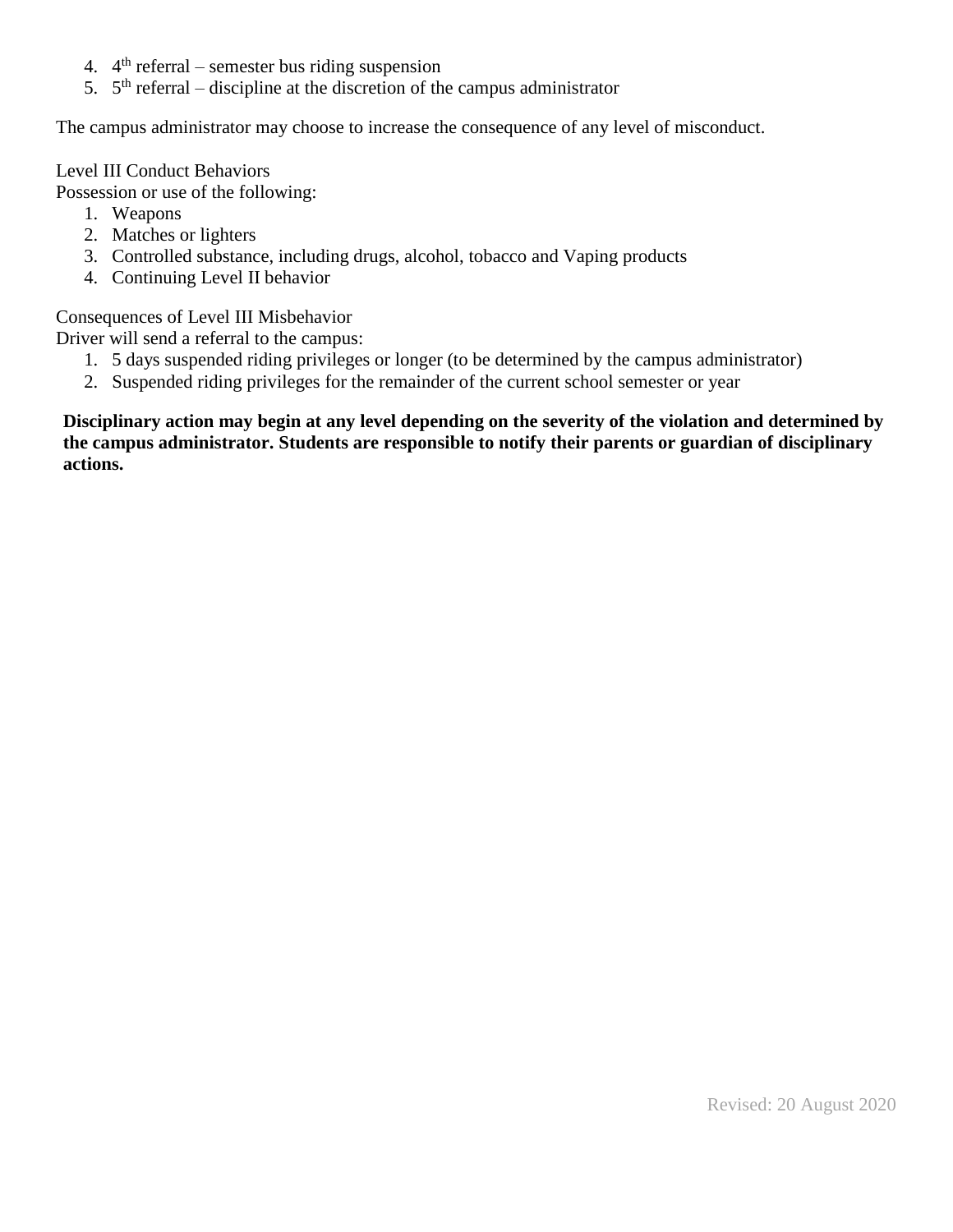4. 4th referral – semester bus riding suspension
5. 5th referral – discipline at the discretion of the campus administrator

The campus administrator may choose to increase the consequence of any level of misconduct.

Level III Conduct Behaviors

Possession or use of the following:

1. Weapons
2. Matches or lighters
3. Controlled substance, including drugs, alcohol, tobacco and Vaping products
4. Continuing Level II behavior

Consequences of Level III Misbehavior

Driver will send a referral to the campus:

1. 5 days suspended riding privileges or longer (to be determined by the campus administrator)
2. Suspended riding privileges for the remainder of the current school semester or year

**Disciplinary action may begin at any level depending on the severity of the violation and determined by the campus administrator. Students are responsible to notify their parents or guardian of disciplinary actions.**

Revised: 20 August 2020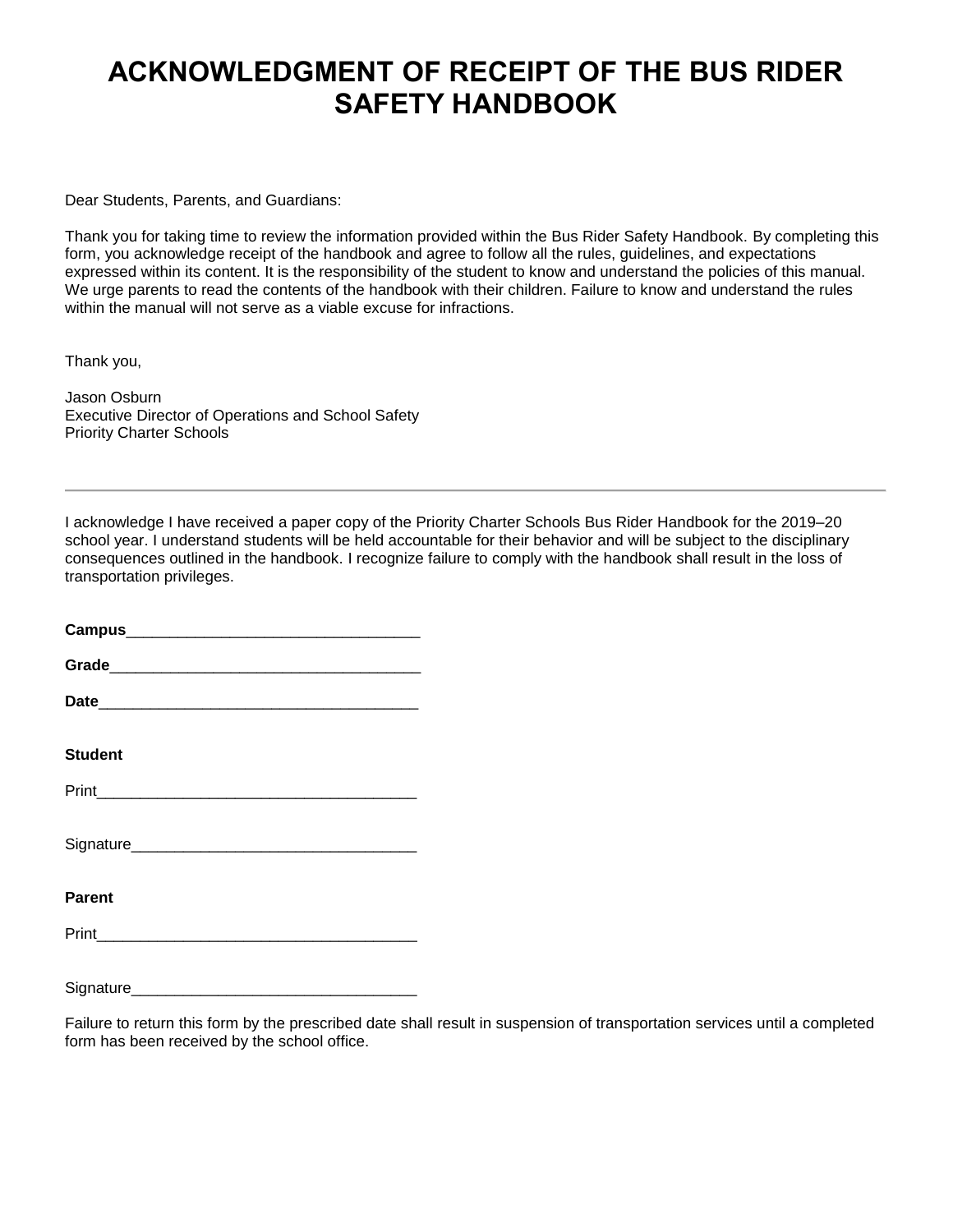# ACKNOWLEDGMENT OF RECEIPT OF THE BUS RIDER SAFETY HANDBOOK

Dear Students, Parents, and Guardians:

Thank you for taking time to review the information provided within the Bus Rider Safety Handbook. By completing this form, you acknowledge receipt of the handbook and agree to follow all the rules, guidelines, and expectations expressed within its content. It is the responsibility of the student to know and understand the policies of this manual. We urge parents to read the contents of the handbook with their children. Failure to know and understand the rules within the manual will not serve as a viable excuse for infractions.

Thank you,

Jason Osburn
Executive Director of Operations and School Safety
Priority Charter Schools

---

I acknowledge I have received a paper copy of the Priority Charter Schools Bus Rider Handbook for the 2019–20 school year. I understand students will be held accountable for their behavior and will be subject to the disciplinary consequences outlined in the handbook. I recognize failure to comply with the handbook shall result in the loss of transportation privileges.

**Campus**__________________________________

**Grade**____________________________________

**Date**_____________________________________

**Student**

Print_____________________________________

Signature_________________________________

**Parent**

Print_____________________________________

Signature_________________________________

Failure to return this form by the prescribed date shall result in suspension of transportation services until a completed form has been received by the school office.